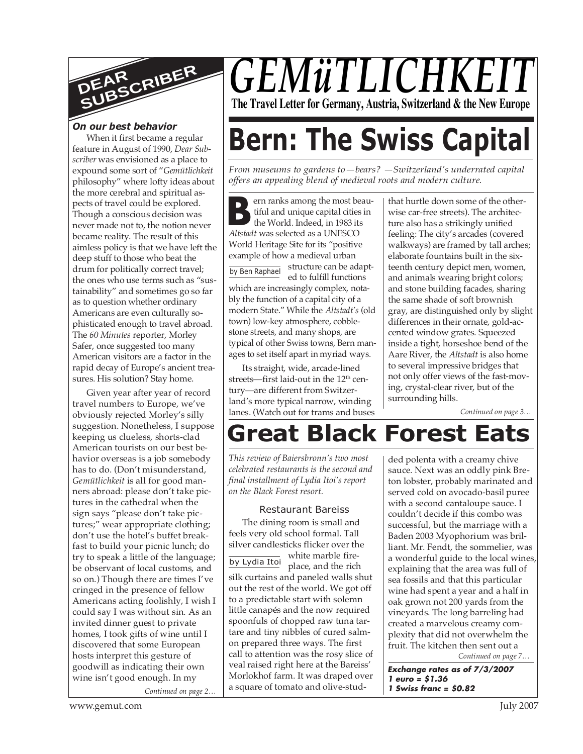# GEMüTLICHKEIT

**The Travel Letter for Germany, Austria, Switzerland & the New Europe**

## DEAR SUBSCRIBER

***On our best behavior***

When it first became a regular feature in August of 1990, *Dear Subscriber* was envisioned as a place to expound some sort of "*Gemütlichkeit* philosophy" where lofty ideas about the more cerebral and spiritual aspects of travel could be explored. Though a conscious decision was never made not to, the notion never became reality. The result of this aimless policy is that we have left the deep stuff to those who beat the drum for politically correct travel; the ones who use terms such as "sustainability" and sometimes go so far as to question whether ordinary Americans are even culturally sophisticated enough to travel abroad. The *60 Minutes* reporter, Morley Safer, once suggested too many American visitors are a factor in the rapid decay of Europe's ancient treasures. His solution? Stay home.

Given year after year of record travel numbers to Europe, we've obviously rejected Morley's silly suggestion. Nonetheless, I suppose keeping us clueless, shorts-clad American tourists on our best behavior overseas is a job somebody has to do. (Don't misunderstand, *Gemütlichkeit* is all for good manners abroad: please don't take pictures in the cathedral when the sign says "please don't take pictures;" wear appropriate clothing; don't use the hotel's buffet breakfast to build your picnic lunch; do try to speak a little of the language; be observant of local customs, and so on.) Though there are times I've cringed in the presence of fellow Americans acting foolishly, I wish I could say I was without sin. As an invited dinner guest to private homes, I took gifts of wine until I discovered that some European hosts interpret this gesture of goodwill as indicating their own wine isn't good enough. In my

*Continued on page 2…*

# Bern: The Swiss Capital

*From museums to gardens to—bears? —Switzerland's underrated capital offers an appealing blend of medieval roots and modern culture.*

by Ben Raphael

Bern ranks among the most beautiful and unique capital cities in the World. Indeed, in 1983 its *Altstadt* was selected as a UNESCO World Heritage Site for its "positive example of how a medieval urban structure can be adapted to fulfill functions which are increasingly complex, notably the function of a capital city of a modern State." While the *Altstadt's* (old town) low-key atmosphere, cobblestone streets, and many shops, are typical of other Swiss towns, Bern manages to set itself apart in myriad ways.

Its straight, wide, arcade-lined streets—first laid-out in the 12th century—are different from Switzerland's more typical narrow, winding lanes. (Watch out for trams and buses that hurtle down some of the otherwise car-free streets). The architecture also has a strikingly unified feeling: The city's arcades (covered walkways) are framed by tall arches; elaborate fountains built in the sixteenth century depict men, women, and animals wearing bright colors; and stone building facades, sharing the same shade of soft brownish gray, are distinguished only by slight differences in their ornate, gold-accented window grates. Squeezed inside a tight, horseshoe bend of the Aare River, the *Altstadt* is also home to several impressive bridges that not only offer views of the fast-moving, crystal-clear river, but of the surrounding hills.

*Continued on page 3…*

# Great Black Forest Eats

*This review of Baiersbronn's two most celebrated restaurants is the second and final installment of Lydia Itoi's report on the Black Forest resort.*

by Lydia Itoi

### Restaurant Bareiss

The dining room is small and feels very old school formal. Tall silver candlesticks flicker over the white marble fireplace, and the rich silk curtains and paneled walls shut out the rest of the world. We got off to a predictable start with solemn little canapés and the now required spoonfuls of chopped raw tuna tartare and tiny nibbles of cured salmon prepared three ways. The first call to attention was the rosy slice of veal raised right here at the Bareiss' Morlokhof farm. It was draped over a square of tomato and olive-studded polenta with a creamy chive sauce. Next was an oddly pink Breton lobster, probably marinated and served cold on avocado-basil puree with a second cantaloupe sauce. I couldn't decide if this combo was successful, but the marriage with a Baden 2003 Myophorium was brilliant. Mr. Fendt, the sommelier, was a wonderful guide to the local wines, explaining that the area was full of sea fossils and that this particular wine had spent a year and a half in oak grown not 200 yards from the vineyards. The long barreling had created a marvelous creamy complexity that did not overwhelm the fruit. The kitchen then sent out a

*Continued on page 7…*

***Exchange rates as of 7/3/2007***
***1 euro = $1.36***
***1 Swiss franc = $0.82***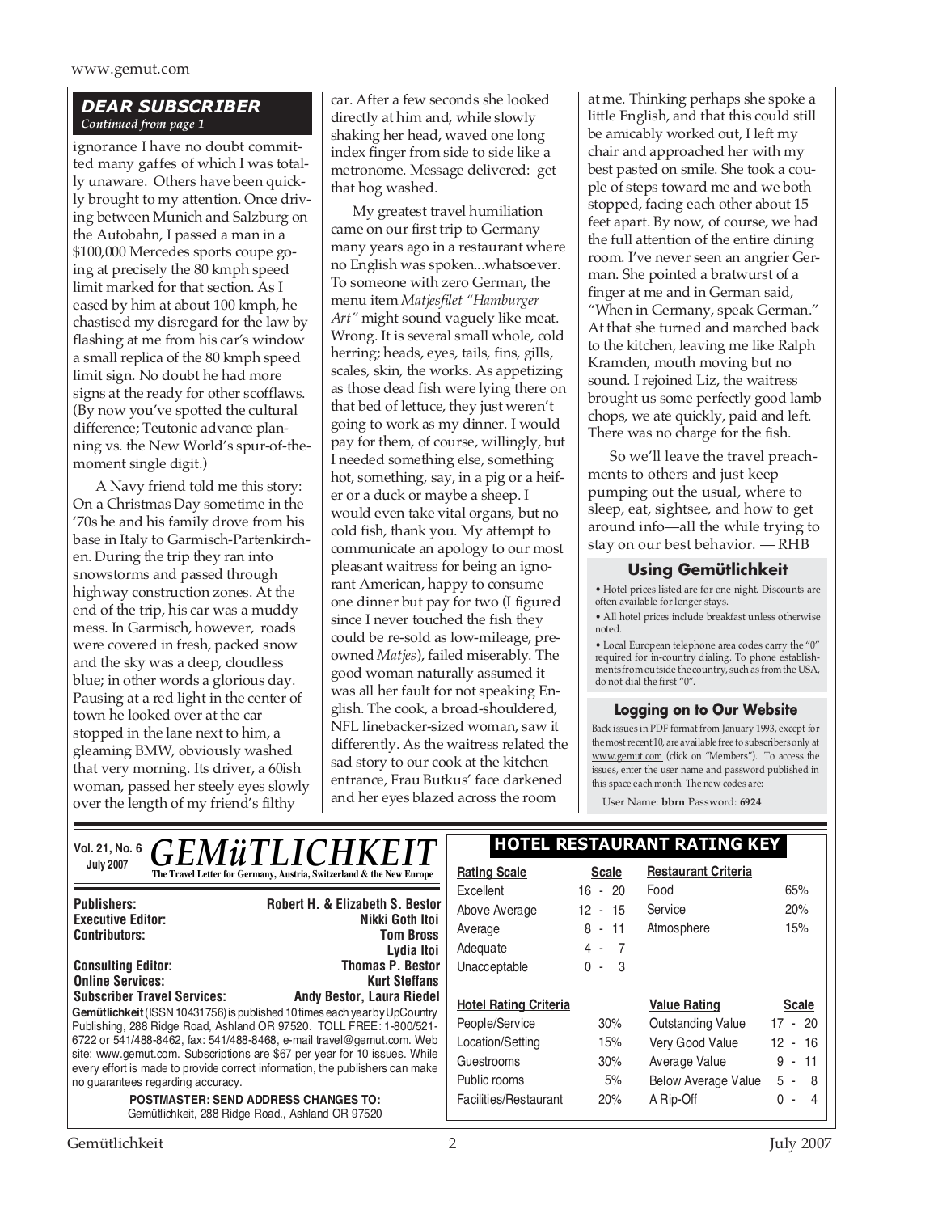## DEAR SUBSCRIBER

*Continued from page 1*

ignorance I have no doubt committed many gaffes of which I was totally unaware. Others have been quickly brought to my attention. Once driving between Munich and Salzburg on the Autobahn, I passed a man in a $100,000 Mercedes sports coupe going at precisely the 80 kmph speed limit marked for that section. As I eased by him at about 100 kmph, he chastised my disregard for the law by flashing at me from his car's window a small replica of the 80 kmph speed limit sign. No doubt he had more signs at the ready for other scofflaws. (By now you've spotted the cultural difference; Teutonic advance planning vs. the New World's spur-of-the-moment single digit.)

A Navy friend told me this story: On a Christmas Day sometime in the '70s he and his family drove from his base in Italy to Garmisch-Partenkirchen. During the trip they ran into snowstorms and passed through highway construction zones. At the end of the trip, his car was a muddy mess. In Garmisch, however, roads were covered in fresh, packed snow and the sky was a deep, cloudless blue; in other words a glorious day. Pausing at a red light in the center of town he looked over at the car stopped in the lane next to him, a gleaming BMW, obviously washed that very morning. Its driver, a 60ish woman, passed her steely eyes slowly over the length of my friend's filthy car. After a few seconds she looked directly at him and, while slowly shaking her head, waved one long index finger from side to side like a metronome. Message delivered: get that hog washed.

My greatest travel humiliation came on our first trip to Germany many years ago in a restaurant where no English was spoken...whatsoever. To someone with zero German, the menu item *Matjesfilet "Hamburger Art"* might sound vaguely like meat. Wrong. It is several small whole, cold herring; heads, eyes, tails, fins, gills, scales, skin, the works. As appetizing as those dead fish were lying there on that bed of lettuce, they just weren't going to work as my dinner. I would pay for them, of course, willingly, but I needed something else, something hot, something, say, in a pig or a heifer or a duck or maybe a sheep. I would even take vital organs, but no cold fish, thank you. My attempt to communicate an apology to our most pleasant waitress for being an ignorant American, happy to consume one dinner but pay for two (I figured since I never touched the fish they could be re-sold as low-mileage, pre-owned *Matjes*), failed miserably. The good woman naturally assumed it was all her fault for not speaking English. The cook, a broad-shouldered, NFL linebacker-sized woman, saw it differently. As the waitress related the sad story to our cook at the kitchen entrance, Frau Butkus' face darkened and her eyes blazed across the room at me. Thinking perhaps she spoke a little English, and that this could still be amicably worked out, I left my chair and approached her with my best pasted on smile. She took a couple of steps toward me and we both stopped, facing each other about 15 feet apart. By now, of course, we had the full attention of the entire dining room. I've never seen an angrier German. She pointed a bratwurst of a finger at me and in German said, "When in Germany, speak German." At that she turned and marched back to the kitchen, leaving me like Ralph Kramden, mouth moving but no sound. I rejoined Liz, the waitress brought us some perfectly good lamb chops, we ate quickly, paid and left. There was no charge for the fish.

So we'll leave the travel preachments to others and just keep pumping out the usual, where to sleep, eat, sightsee, and how to get around info—all the while trying to stay on our best behavior. — RHB

### Using Gemütlichkeit

- Hotel prices listed are for one night. Discounts are often available for longer stays.
- All hotel prices include breakfast unless otherwise noted.
- Local European telephone area codes carry the "0" required for in-country dialing. To phone establishments from outside the country, such as from the USA, do not dial the first "0".

### Logging on to Our Website

Back issues in PDF format from January 1993, except for the most recent 10, are available free to subscribers only at www.gemut.com (click on "Members"). To access the issues, enter the user name and password published in this space each month. The new codes are:

User Name: **bbrn** Password: **6924**

---

**Vol. 21, No. 6**
**July 2007**

# *GEMüTLICHKEIT*

**The Travel Letter for Germany, Austria, Switzerland & the New Europe**

| | |
|---|---|
| **Publishers:** | **Robert H. & Elizabeth S. Bestor** |
| **Executive Editor:** | **Nikki Goth Itoi** |
| **Contributors:** | **Tom Bross** |
| | **Lydia Itoi** |
| **Consulting Editor:** | **Thomas P. Bestor** |
| **Online Services:** | **Kurt Steffans** |
| **Subscriber Travel Services:** | **Andy Bestor, Laura Riedel** |

**Gemütlichkeit** (ISSN 10431756) is published 10 times each year by UpCountry Publishing, 288 Ridge Road, Ashland OR 97520. TOLL FREE: 1-800/521-6722 or 541/488-8462, fax: 541/488-8468, e-mail travel@gemut.com. Web site: www.gemut.com. Subscriptions are $67 per year for 10 issues. While every effort is made to provide correct information, the publishers can make no guarantees regarding accuracy.

**POSTMASTER: SEND ADDRESS CHANGES TO:**
Gemütlichkeit, 288 Ridge Road., Ashland OR 97520

### HOTEL RESTAURANT RATING KEY

| Rating Scale | Scale | Restaurant Criteria | |
|---|---|---|---|
| Excellent | 16 - 20 | Food | 65% |
| Above Average | 12 - 15 | Service | 20% |
| Average | 8 - 11 | Atmosphere | 15% |
| Adequate | 4 - 7 | | |
| Unacceptable | 0 - 3 | | |

| Hotel Rating Criteria | | Value Rating | Scale |
|---|---|---|---|
| People/Service | 30% | Outstanding Value | 17 - 20 |
| Location/Setting | 15% | Very Good Value | 12 - 16 |
| Guestrooms | 30% | Average Value | 9 - 11 |
| Public rooms | 5% | Below Average Value | 5 - 8 |
| Facilities/Restaurant | 20% | A Rip-Off | 0 - 4 |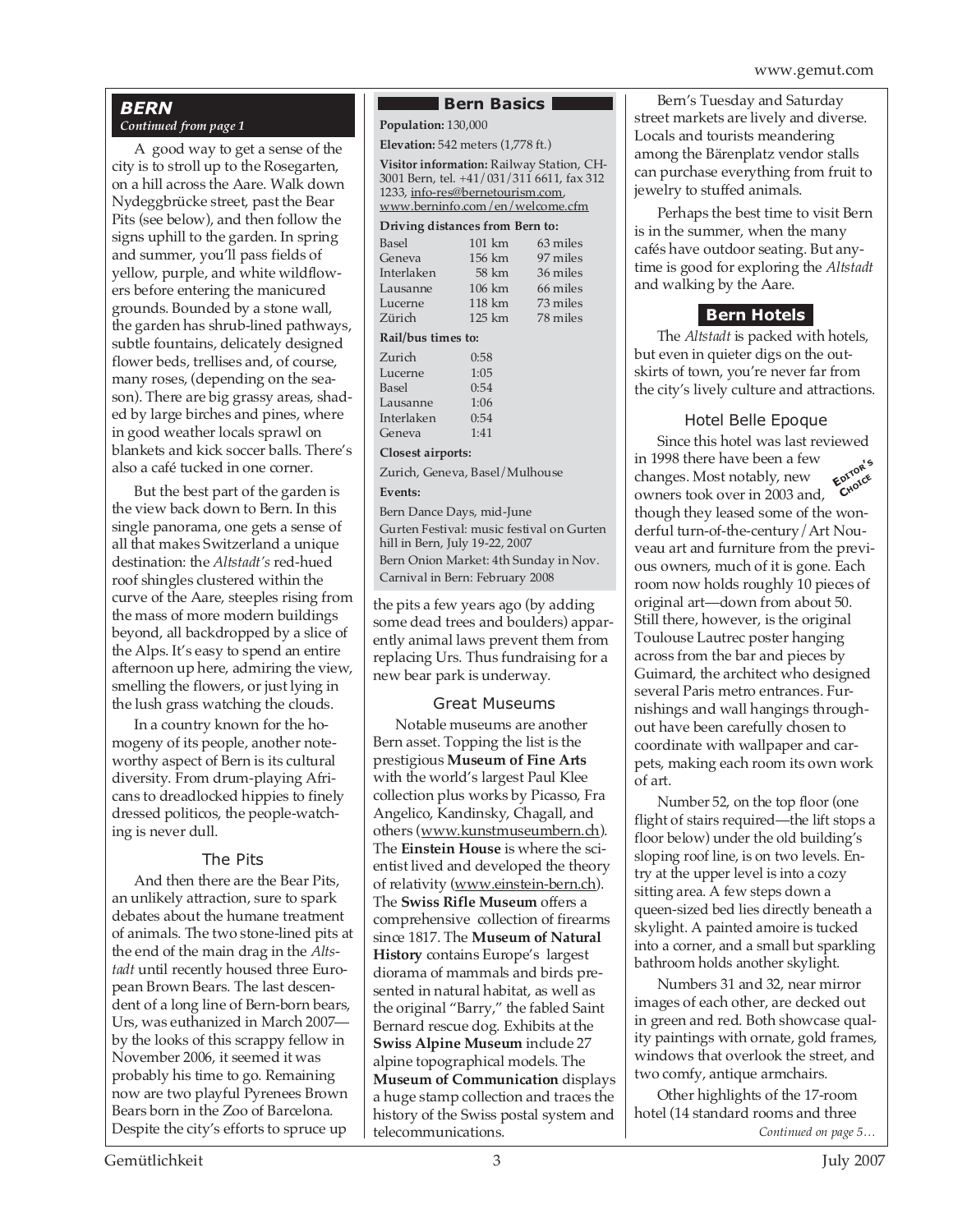## BERN

*Continued from page 1*

A good way to get a sense of the city is to stroll up to the Rosegarten, on a hill across the Aare. Walk down Nydeggbrücke street, past the Bear Pits (see below), and then follow the signs uphill to the garden. In spring and summer, you'll pass fields of yellow, purple, and white wildflowers before entering the manicured grounds. Bounded by a stone wall, the garden has shrub-lined pathways, subtle fountains, delicately designed flower beds, trellises and, of course, many roses, (depending on the season). There are big grassy areas, shaded by large birches and pines, where in good weather locals sprawl on blankets and kick soccer balls. There's also a café tucked in one corner.

But the best part of the garden is the view back down to Bern. In this single panorama, one gets a sense of all that makes Switzerland a unique destination: the *Altstadt's* red-hued roof shingles clustered within the curve of the Aare, steeples rising from the mass of more modern buildings beyond, all backdropped by a slice of the Alps. It's easy to spend an entire afternoon up here, admiring the view, smelling the flowers, or just lying in the lush grass watching the clouds.

In a country known for the homogeny of its people, another noteworthy aspect of Bern is its cultural diversity. From drum-playing Africans to dreadlocked hippies to finely dressed politicos, the people-watching is never dull.

### The Pits

And then there are the Bear Pits, an unlikely attraction, sure to spark debates about the humane treatment of animals. The two stone-lined pits at the end of the main drag in the *Altstadt* until recently housed three European Brown Bears. The last descendent of a long line of Bern-born bears, Urs, was euthanized in March 2007—by the looks of this scrappy fellow in November 2006, it seemed it was probably his time to go. Remaining now are two playful Pyrenees Brown Bears born in the Zoo of Barcelona. Despite the city's efforts to spruce up the pits a few years ago (by adding some dead trees and boulders) apparently animal laws prevent them from replacing Urs. Thus fundraising for a new bear park is underway.

### Bern Basics

**Population:** 130,000

**Elevation:** 542 meters (1,778 ft.)

**Visitor information:** Railway Station, CH-3001 Bern, tel. +41/031/311 6611, fax 312 1233, info-res@bernetourism.com, www.berninfo.com/en/welcome.cfm

**Driving distances from Bern to:**

| | | |
|---|---|---|
| Basel | 101 km | 63 miles |
| Geneva | 156 km | 97 miles |
| Interlaken | 58 km | 36 miles |
| Lausanne | 106 km | 66 miles |
| Lucerne | 118 km | 73 miles |
| Zürich | 125 km | 78 miles |

**Rail/bus times to:**

| | |
|---|---|
| Zurich | 0:58 |
| Lucerne | 1:05 |
| Basel | 0:54 |
| Lausanne | 1:06 |
| Interlaken | 0:54 |
| Geneva | 1:41 |

**Closest airports:**

Zurich, Geneva, Basel/Mulhouse

**Events:**

Bern Dance Days, mid-June
Gurten Festival: music festival on Gurten hill in Bern, July 19-22, 2007
Bern Onion Market: 4th Sunday in Nov.
Carnival in Bern: February 2008

### Great Museums

Notable museums are another Bern asset. Topping the list is the prestigious **Museum of Fine Arts** with the world's largest Paul Klee collection plus works by Picasso, Fra Angelico, Kandinsky, Chagall, and others (www.kunstmuseumbern.ch). The **Einstein House** is where the scientist lived and developed the theory of relativity (www.einstein-bern.ch). The **Swiss Rifle Museum** offers a comprehensive collection of firearms since 1817. The **Museum of Natural History** contains Europe's largest diorama of mammals and birds presented in natural habitat, as well as the original "Barry," the fabled Saint Bernard rescue dog. Exhibits at the **Swiss Alpine Museum** include 27 alpine topographical models. The **Museum of Communication** displays a huge stamp collection and traces the history of the Swiss postal system and telecommunications.

Bern's Tuesday and Saturday street markets are lively and diverse. Locals and tourists meandering among the Bärenplatz vendor stalls can purchase everything from fruit to jewelry to stuffed animals.

Perhaps the best time to visit Bern is in the summer, when the many cafés have outdoor seating. But anytime is good for exploring the *Altstadt* and walking by the Aare.

## Bern Hotels

The *Altstadt* is packed with hotels, but even in quieter digs on the outskirts of town, you're never far from the city's lively culture and attractions.

### Hotel Belle Epoque

*Editor's Choice*

Since this hotel was last reviewed in 1998 there have been a few changes. Most notably, new owners took over in 2003 and, though they leased some of the wonderful turn-of-the-century/Art Nouveau art and furniture from the previous owners, much of it is gone. Each room now holds roughly 10 pieces of original art—down from about 50. Still there, however, is the original Toulouse Lautrec poster hanging across from the bar and pieces by Guimard, the architect who designed several Paris metro entrances. Furnishings and wall hangings throughout have been carefully chosen to coordinate with wallpaper and carpets, making each room its own work of art.

Number 52, on the top floor (one flight of stairs required—the lift stops a floor below) under the old building's sloping roof line, is on two levels. Entry at the upper level is into a cozy sitting area. A few steps down a queen-sized bed lies directly beneath a skylight. A painted amoire is tucked into a corner, and a small but sparkling bathroom holds another skylight.

Numbers 31 and 32, near mirror images of each other, are decked out in green and red. Both showcase quality paintings with ornate, gold frames, windows that overlook the street, and two comfy, antique armchairs.

Other highlights of the 17-room hotel (14 standard rooms and three

*Continued on page 5…*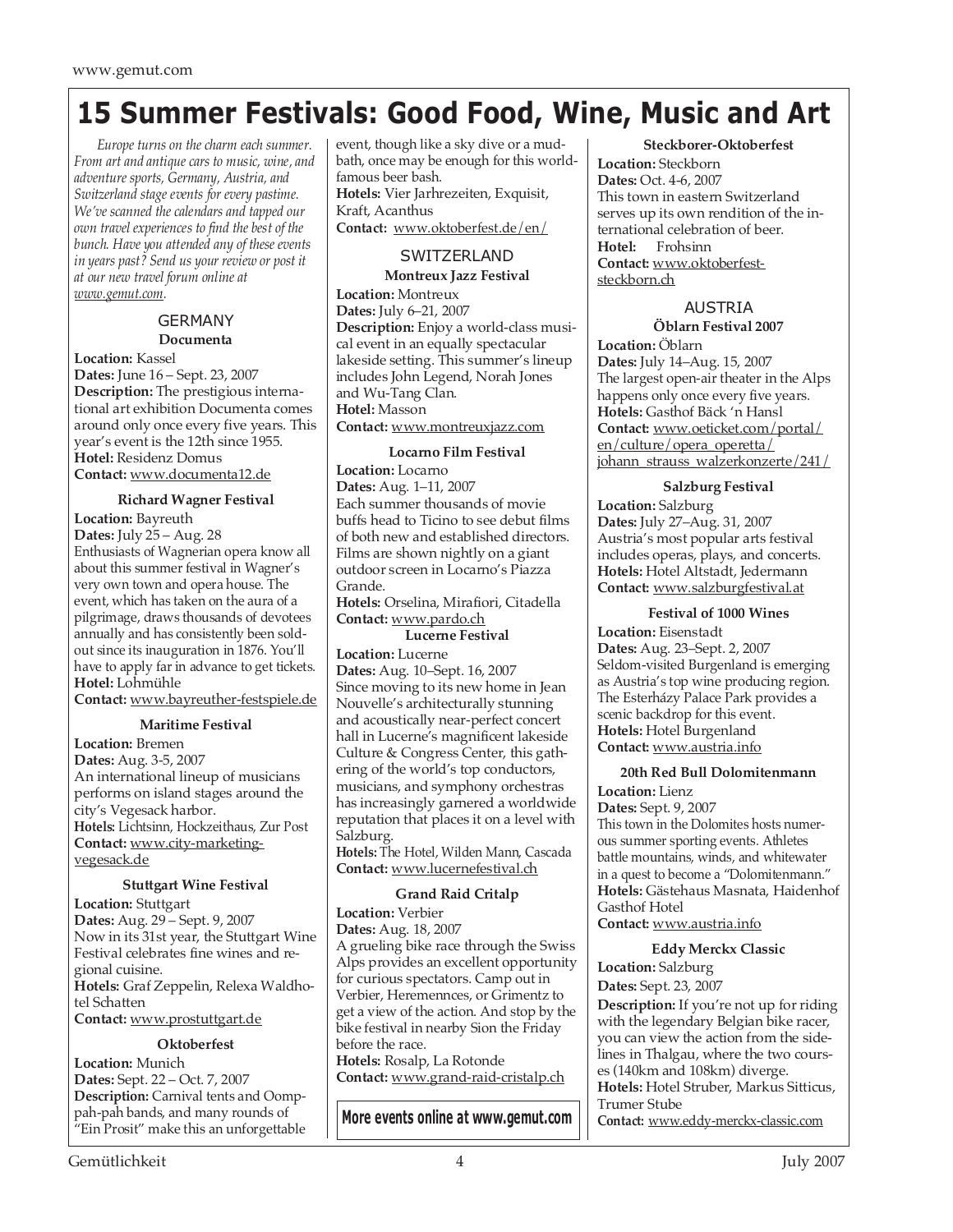# 15 Summer Festivals: Good Food, Wine, Music and Art

*Europe turns on the charm each summer. From art and antique cars to music, wine, and adventure sports, Germany, Austria, and Switzerland stage events for every pastime. We've scanned the calendars and tapped our own travel experiences to find the best of the bunch. Have you attended any of these events in years past? Send us your review or post it at our new travel forum online at www.gemut.com.*

## GERMANY

### Documenta

**Location:** Kassel
**Dates:** June 16 – Sept. 23, 2007
**Description:** The prestigious international art exhibition Documenta comes around only once every five years. This year's event is the 12th since 1955.
**Hotel:** Residenz Domus
**Contact:** www.documenta12.de

### Richard Wagner Festival

**Location:** Bayreuth
**Dates:** July 25 – Aug. 28
Enthusiasts of Wagnerian opera know all about this summer festival in Wagner's very own town and opera house. The event, which has taken on the aura of a pilgrimage, draws thousands of devotees annually and has consistently been sold-out since its inauguration in 1876. You'll have to apply far in advance to get tickets.
**Hotel:** Lohmühle
**Contact:** www.bayreuther-festspiele.de

### Maritime Festival

**Location:** Bremen
**Dates:** Aug. 3-5, 2007
An international lineup of musicians performs on island stages around the city's Vegesack harbor.
**Hotels:** Lichtsinn, Hockzeithaus, Zur Post
**Contact:** www.city-marketing-vegesack.de

### Stuttgart Wine Festival

**Location:** Stuttgart
**Dates:** Aug. 29 – Sept. 9, 2007
Now in its 31st year, the Stuttgart Wine Festival celebrates fine wines and regional cuisine.
**Hotels:** Graf Zeppelin, Relexa Waldhotel Schatten
**Contact:** www.prostuttgart.de

### Oktoberfest

**Location:** Munich
**Dates:** Sept. 22 – Oct. 7, 2007
**Description:** Carnival tents and Oompah-pah bands, and many rounds of "Ein Prosit" make this an unforgettable event, though like a sky dive or a mud-bath, once may be enough for this world-famous beer bash.
**Hotels:** Vier Jarhrezeiten, Exquisit, Kraft, Acanthus
**Contact:** www.oktoberfest.de/en/

## SWITZERLAND

### Montreux Jazz Festival

**Location:** Montreux
**Dates:** July 6–21, 2007
**Description:** Enjoy a world-class musical event in an equally spectacular lakeside setting. This summer's lineup includes John Legend, Norah Jones and Wu-Tang Clan.
**Hotel:** Masson
**Contact:** www.montreuxjazz.com

### Locarno Film Festival

**Location:** Locarno
**Dates:** Aug. 1–11, 2007
Each summer thousands of movie buffs head to Ticino to see debut films of both new and established directors. Films are shown nightly on a giant outdoor screen in Locarno's Piazza Grande.
**Hotels:** Orselina, Mirafiori, Citadella
**Contact:** www.pardo.ch

### Lucerne Festival

**Location:** Lucerne
**Dates:** Aug. 10–Sept. 16, 2007
Since moving to its new home in Jean Nouvelle's architecturally stunning and acoustically near-perfect concert hall in Lucerne's magnificent lakeside Culture & Congress Center, this gathering of the world's top conductors, musicians, and symphony orchestras has increasingly garnered a worldwide reputation that places it on a level with Salzburg.
**Hotels:** The Hotel, Wilden Mann, Cascada
**Contact:** www.lucernefestival.ch

### Grand Raid Critalp

**Location:** Verbier
**Dates:** Aug. 18, 2007
A grueling bike race through the Swiss Alps provides an excellent opportunity for curious spectators. Camp out in Verbier, Heremennces, or Grimentz to get a view of the action. And stop by the bike festival in nearby Sion the Friday before the race.
**Hotels:** Rosalp, La Rotonde
**Contact:** www.grand-raid-cristalp.ch

**More events online at www.gemut.com**

### Steckborer-Oktoberfest

**Location:** Steckborn
**Dates:** Oct. 4-6, 2007
This town in eastern Switzerland serves up its own rendition of the international celebration of beer.
**Hotel:** Frohsinn
**Contact:** www.oktoberfest-steckborn.ch

## AUSTRIA

### Öblarn Festival 2007

**Location:** Öblarn
**Dates:** July 14–Aug. 15, 2007
The largest open-air theater in the Alps happens only once every five years.
**Hotels:** Gasthof Bäck 'n Hansl
**Contact:** www.oeticket.com/portal/en/culture/opera_operetta/johann_strauss_walzerkonzerte/241/

### Salzburg Festival

**Location:** Salzburg
**Dates:** July 27–Aug. 31, 2007
Austria's most popular arts festival includes operas, plays, and concerts.
**Hotels:** Hotel Altstadt, Jedermann
**Contact:** www.salzburgfestival.at

### Festival of 1000 Wines

**Location:** Eisenstadt
**Dates:** Aug. 23–Sept. 2, 2007
Seldom-visited Burgenland is emerging as Austria's top wine producing region. The Esterházy Palace Park provides a scenic backdrop for this event.
**Hotels:** Hotel Burgenland
**Contact:** www.austria.info

### 20th Red Bull Dolomitenmann

**Location:** Lienz
**Dates:** Sept. 9, 2007
This town in the Dolomites hosts numerous summer sporting events. Athletes battle mountains, winds, and whitewater in a quest to become a "Dolomitenmann."
**Hotels:** Gästehaus Masnata, Haidenhof Gasthof Hotel
**Contact:** www.austria.info

### Eddy Merckx Classic

**Location:** Salzburg
**Dates:** Sept. 23, 2007
**Description:** If you're not up for riding with the legendary Belgian bike racer, you can view the action from the sidelines in Thalgau, where the two courses (140km and 108km) diverge.
**Hotels:** Hotel Struber, Markus Sitticus, Trumer Stube
**Contact:** www.eddy-merckx-classic.com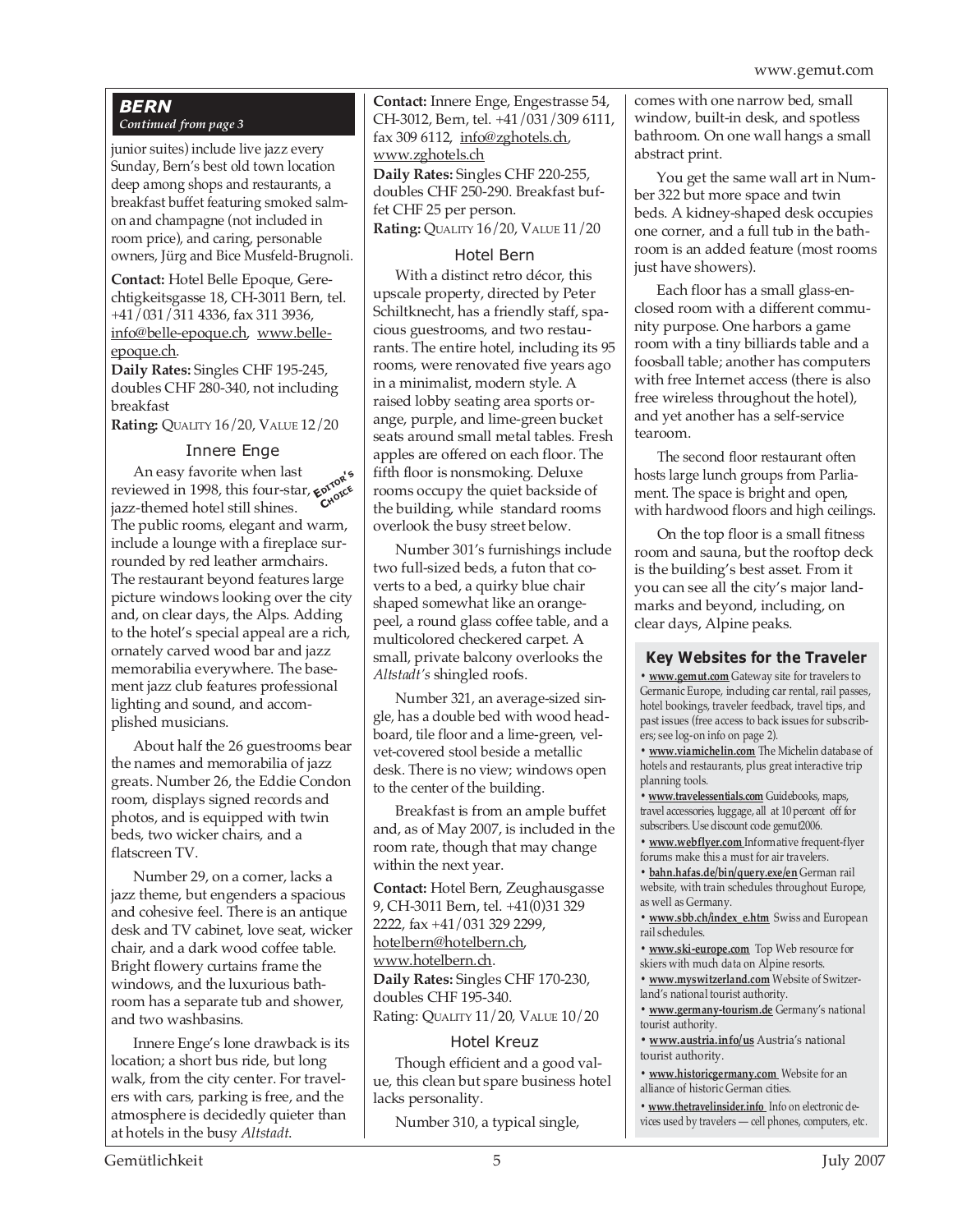## BERN

*Continued from page 3*

junior suites) include live jazz every Sunday, Bern's best old town location deep among shops and restaurants, a breakfast buffet featuring smoked salmon and champagne (not included in room price), and caring, personable owners, Jürg and Bice Musfeld-Brugnoli.

**Contact:** Hotel Belle Epoque, Gerechtigkeitsgasse 18, CH-3011 Bern, tel. +41/031/311 4336, fax 311 3936, info@belle-epoque.ch, www.belle-epoque.ch.
**Daily Rates:** Singles CHF 195-245, doubles CHF 280-340, not including breakfast
**Rating:** QUALITY 16/20, VALUE 12/20

### Innere Enge

EDITOR'S CHOICE

An easy favorite when last reviewed in 1998, this four-star, jazz-themed hotel still shines. The public rooms, elegant and warm, include a lounge with a fireplace surrounded by red leather armchairs. The restaurant beyond features large picture windows looking over the city and, on clear days, the Alps. Adding to the hotel's special appeal are a rich, ornately carved wood bar and jazz memorabilia everywhere. The basement jazz club features professional lighting and sound, and accomplished musicians.

About half the 26 guestrooms bear the names and memorabilia of jazz greats. Number 26, the Eddie Condon room, displays signed records and photos, and is equipped with twin beds, two wicker chairs, and a flatscreen TV.

Number 29, on a corner, lacks a jazz theme, but engenders a spacious and cohesive feel. There is an antique desk and TV cabinet, love seat, wicker chair, and a dark wood coffee table. Bright flowery curtains frame the windows, and the luxurious bathroom has a separate tub and shower, and two washbasins.

Innere Enge's lone drawback is its location; a short bus ride, but long walk, from the city center. For travelers with cars, parking is free, and the atmosphere is decidedly quieter than at hotels in the busy *Altstadt*.

**Contact:** Innere Enge, Engestrasse 54, CH-3012, Bern, tel. +41/031/309 6111, fax 309 6112, info@zghotels.ch, www.zghotels.ch
**Daily Rates:** Singles CHF 220-255, doubles CHF 250-290. Breakfast buffet CHF 25 per person.
**Rating:** QUALITY 16/20, VALUE 11/20

### Hotel Bern

With a distinct retro décor, this upscale property, directed by Peter Schiltknecht, has a friendly staff, spacious guestrooms, and two restaurants. The entire hotel, including its 95 rooms, were renovated five years ago in a minimalist, modern style. A raised lobby seating area sports orange, purple, and lime-green bucket seats around small metal tables. Fresh apples are offered on each floor. The fifth floor is nonsmoking. Deluxe rooms occupy the quiet backside of the building, while standard rooms overlook the busy street below.

Number 301's furnishings include two full-sized beds, a futon that coverts to a bed, a quirky blue chair shaped somewhat like an orange-peel, a round glass coffee table, and a multicolored checkered carpet. A small, private balcony overlooks the *Altstadt's* shingled roofs.

Number 321, an average-sized single, has a double bed with wood headboard, tile floor and a lime-green, velvet-covered stool beside a metallic desk. There is no view; windows open to the center of the building.

Breakfast is from an ample buffet and, as of May 2007, is included in the room rate, though that may change within the next year.

**Contact:** Hotel Bern, Zeughausgasse 9, CH-3011 Bern, tel. +41(0)31 329 2222, fax +41/031 329 2299, hotelbern@hotelbern.ch, www.hotelbern.ch.
**Daily Rates:** Singles CHF 170-230, doubles CHF 195-340.
Rating: QUALITY 11/20, VALUE 10/20

### Hotel Kreuz

Though efficient and a good value, this clean but spare business hotel lacks personality.

Number 310, a typical single, comes with one narrow bed, small window, built-in desk, and spotless bathroom. On one wall hangs a small abstract print.

You get the same wall art in Number 322 but more space and twin beds. A kidney-shaped desk occupies one corner, and a full tub in the bathroom is an added feature (most rooms just have showers).

Each floor has a small glass-enclosed room with a different community purpose. One harbors a game room with a tiny billiards table and a foosball table; another has computers with free Internet access (there is also free wireless throughout the hotel), and yet another has a self-service tearoom.

The second floor restaurant often hosts large lunch groups from Parliament. The space is bright and open, with hardwood floors and high ceilings.

On the top floor is a small fitness room and sauna, but the rooftop deck is the building's best asset. From it you can see all the city's major landmarks and beyond, including, on clear days, Alpine peaks.

### Key Websites for the Traveler

- **www.gemut.com** Gateway site for travelers to Germanic Europe, including car rental, rail passes, hotel bookings, traveler feedback, travel tips, and past issues (free access to back issues for subscribers; see log-on info on page 2).
- **www.viamichelin.com** The Michelin database of hotels and restaurants, plus great interactive trip planning tools.
- **www.travelessentials.com** Guidebooks, maps, travel accessories, luggage, all at 10 percent off for subscribers. Use discount code gemut2006.
- **www.webflyer.com** Informative frequent-flyer forums make this a must for air travelers.
- **bahn.hafas.de/bin/query.exe/en** German rail website, with train schedules throughout Europe, as well as Germany.
- **www.sbb.ch/index_e.htm** Swiss and European rail schedules.
- **www.ski-europe.com** Top Web resource for skiers with much data on Alpine resorts.
- **www.myswitzerland.com** Website of Switzerland's national tourist authority.
- **www.germany-tourism.de** Germany's national tourist authority.
- **www.austria.info/us** Austria's national tourist authority.
- **www.historicgermany.com** Website for an alliance of historic German cities.
- **www.thetravelinsider.info** Info on electronic devices used by travelers — cell phones, computers, etc.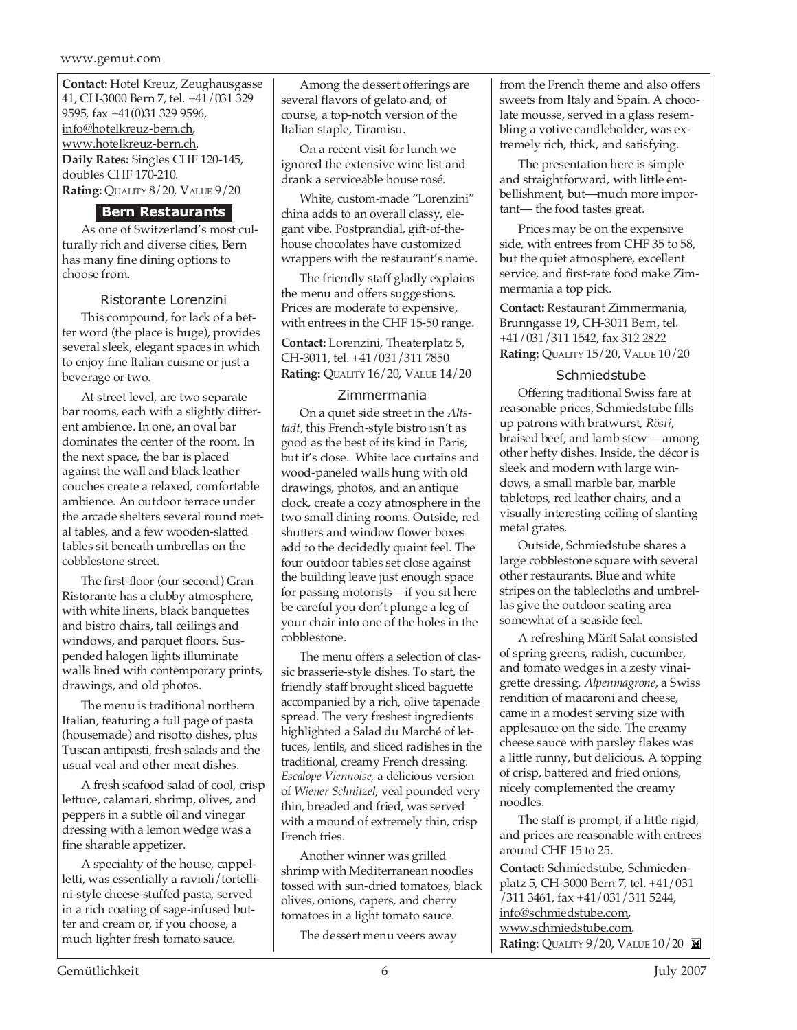**Contact:** Hotel Kreuz, Zeughausgasse 41, CH-3000 Bern 7, tel. +41/031 329 9595, fax +41(0)31 329 9596, info@hotelkreuz-bern.ch, www.hotelkreuz-bern.ch.
**Daily Rates:** Singles CHF 120-145, doubles CHF 170-210.
**Rating:** QUALITY 8/20, VALUE 9/20

## Bern Restaurants

As one of Switzerland's most culturally rich and diverse cities, Bern has many fine dining options to choose from.

### Ristorante Lorenzini

This compound, for lack of a better word (the place is huge), provides several sleek, elegant spaces in which to enjoy fine Italian cuisine or just a beverage or two.

At street level, are two separate bar rooms, each with a slightly different ambience. In one, an oval bar dominates the center of the room. In the next space, the bar is placed against the wall and black leather couches create a relaxed, comfortable ambience. An outdoor terrace under the arcade shelters several round metal tables, and a few wooden-slatted tables sit beneath umbrellas on the cobblestone street.

The first-floor (our second) Gran Ristorante has a clubby atmosphere, with white linens, black banquettes and bistro chairs, tall ceilings and windows, and parquet floors. Suspended halogen lights illuminate walls lined with contemporary prints, drawings, and old photos.

The menu is traditional northern Italian, featuring a full page of pasta (housemade) and risotto dishes, plus Tuscan antipasti, fresh salads and the usual veal and other meat dishes.

A fresh seafood salad of cool, crisp lettuce, calamari, shrimp, olives, and peppers in a subtle oil and vinegar dressing with a lemon wedge was a fine sharable appetizer.

A speciality of the house, cappelletti, was essentially a ravioli/tortellini-style cheese-stuffed pasta, served in a rich coating of sage-infused butter and cream or, if you choose, a much lighter fresh tomato sauce.

Among the dessert offerings are several flavors of gelato and, of course, a top-notch version of the Italian staple, Tiramisu.

On a recent visit for lunch we ignored the extensive wine list and drank a serviceable house rosé.

White, custom-made "Lorenzini" china adds to an overall classy, elegant vibe. Postprandial, gift-of-the-house chocolates have customized wrappers with the restaurant's name.

The friendly staff gladly explains the menu and offers suggestions. Prices are moderate to expensive, with entrees in the CHF 15-50 range.

**Contact:** Lorenzini, Theaterplatz 5, CH-3011, tel. +41/031/311 7850
**Rating:** QUALITY 16/20, VALUE 14/20

### Zimmermania

On a quiet side street in the *Altstadt,* this French-style bistro isn't as good as the best of its kind in Paris, but it's close. White lace curtains and wood-paneled walls hung with old drawings, photos, and an antique clock, create a cozy atmosphere in the two small dining rooms. Outside, red shutters and window flower boxes add to the decidedly quaint feel. The four outdoor tables set close against the building leave just enough space for passing motorists—if you sit here be careful you don't plunge a leg of your chair into one of the holes in the cobblestone.

The menu offers a selection of classic brasserie-style dishes. To start, the friendly staff brought sliced baguette accompanied by a rich, olive tapenade spread. The very freshest ingredients highlighted a Salad du Marché of lettuces, lentils, and sliced radishes in the traditional, creamy French dressing. *Escalope Viennoise,* a delicious version of *Wiener Schnitzel*, veal pounded very thin, breaded and fried, was served with a mound of extremely thin, crisp French fries.

Another winner was grilled shrimp with Mediterranean noodles tossed with sun-dried tomatoes, black olives, onions, capers, and cherry tomatoes in a light tomato sauce.

The dessert menu veers away from the French theme and also offers sweets from Italy and Spain. A chocolate mousse, served in a glass resembling a votive candleholder, was extremely rich, thick, and satisfying.

The presentation here is simple and straightforward, with little embellishment, but—much more important— the food tastes great.

Prices may be on the expensive side, with entrees from CHF 35 to 58, but the quiet atmosphere, excellent service, and first-rate food make Zimmermania a top pick.

**Contact:** Restaurant Zimmermania, Brunngasse 19, CH-3011 Bern, tel. +41/031/311 1542, fax 312 2822
**Rating:** QUALITY 15/20, VALUE 10/20

### Schmiedstube

Offering traditional Swiss fare at reasonable prices, Schmiedstube fills up patrons with bratwurst, *Rösti*, braised beef, and lamb stew —among other hefty dishes. Inside, the décor is sleek and modern with large windows, a small marble bar, marble tabletops, red leather chairs, and a visually interesting ceiling of slanting metal grates.

Outside, Schmiedstube shares a large cobblestone square with several other restaurants. Blue and white stripes on the tablecloths and umbrellas give the outdoor seating area somewhat of a seaside feel.

A refreshing Märít Salat consisted of spring greens, radish, cucumber, and tomato wedges in a zesty vinaigrette dressing. *Alpenmagrone*, a Swiss rendition of macaroni and cheese, came in a modest serving size with applesauce on the side. The creamy cheese sauce with parsley flakes was a little runny, but delicious. A topping of crisp, battered and fried onions, nicely complemented the creamy noodles.

The staff is prompt, if a little rigid, and prices are reasonable with entrees around CHF 15 to 25.

**Contact:** Schmiedstube, Schmiedenplatz 5, CH-3000 Bern 7, tel. +41/031 /311 3461, fax +41/031/311 5244, info@schmiedstube.com, www.schmiedstube.com.
**Rating:** QUALITY 9/20, VALUE 10/20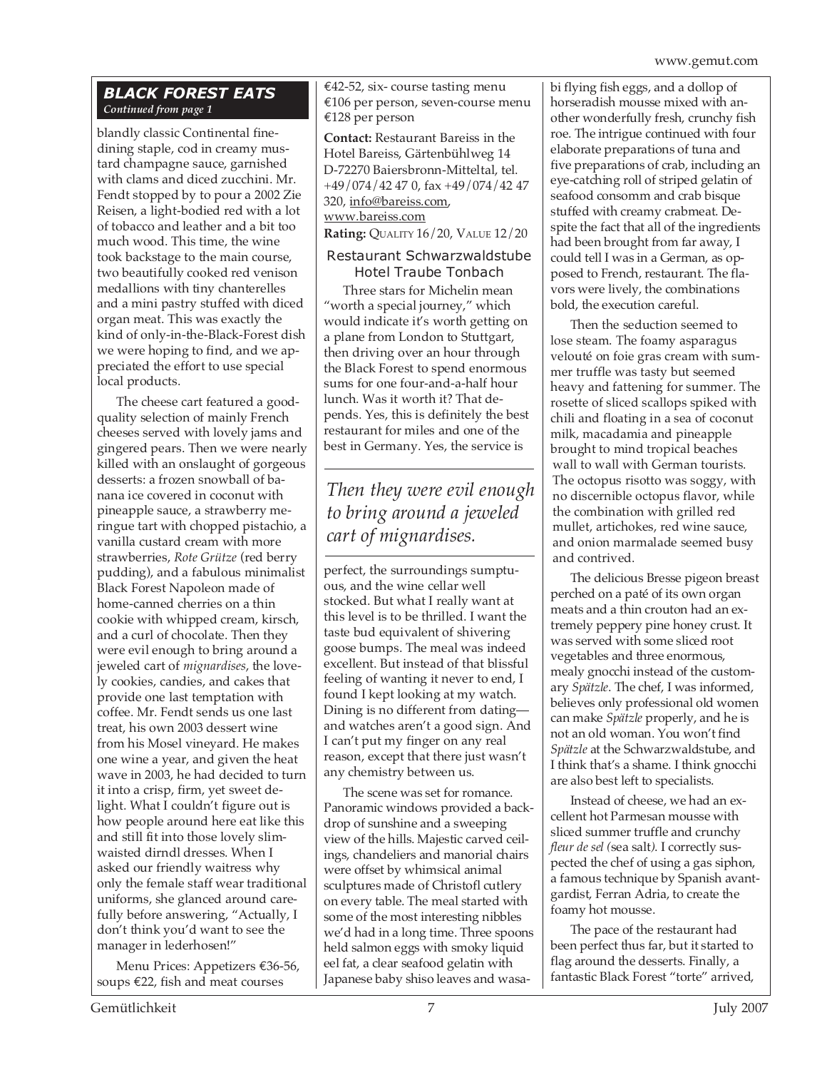## BLACK FOREST EATS

*Continued from page 1*

blandly classic Continental fine-dining staple, cod in creamy mustard champagne sauce, garnished with clams and diced zucchini. Mr. Fendt stopped by to pour a 2002 Zie Reisen, a light-bodied red with a lot of tobacco and leather and a bit too much wood. This time, the wine took backstage to the main course, two beautifully cooked red venison medallions with tiny chanterelles and a mini pastry stuffed with diced organ meat. This was exactly the kind of only-in-the-Black-Forest dish we were hoping to find, and we appreciated the effort to use special local products.

The cheese cart featured a good-quality selection of mainly French cheeses served with lovely jams and gingered pears. Then we were nearly killed with an onslaught of gorgeous desserts: a frozen snowball of banana ice covered in coconut with pineapple sauce, a strawberry meringue tart with chopped pistachio, a vanilla custard cream with more strawberries, *Rote Grütze* (red berry pudding), and a fabulous minimalist Black Forest Napoleon made of home-canned cherries on a thin cookie with whipped cream, kirsch, and a curl of chocolate. Then they were evil enough to bring around a jeweled cart of *mignardises*, the lovely cookies, candies, and cakes that provide one last temptation with coffee. Mr. Fendt sends us one last treat, his own 2003 dessert wine from his Mosel vineyard. He makes one wine a year, and given the heat wave in 2003, he had decided to turn it into a crisp, firm, yet sweet delight. What I couldn't figure out is how people around here eat like this and still fit into those lovely slim-waisted dirndl dresses. When I asked our friendly waitress why only the female staff wear traditional uniforms, she glanced around carefully before answering, "Actually, I don't think you'd want to see the manager in lederhosen!"

Menu Prices: Appetizers €36-56, soups €22, fish and meat courses €42-52, six- course tasting menu €106 per person, seven-course menu €128 per person

**Contact:** Restaurant Bareiss in the Hotel Bareiss, Gärtenbühlweg 14 D-72270 Baiersbronn-Mitteltal, tel. +49/074/42 47 0, fax +49/074/42 47 320, info@bareiss.com, www.bareiss.com

**Rating:** QUALITY 16/20, VALUE 12/20

### Restaurant Schwarzwaldstube Hotel Traube Tonbach

Three stars for Michelin mean "worth a special journey," which would indicate it's worth getting on a plane from London to Stuttgart, then driving over an hour through the Black Forest to spend enormous sums for one four-and-a-half hour lunch. Was it worth it? That depends. Yes, this is definitely the best restaurant for miles and one of the best in Germany. Yes, the service is perfect, the surroundings sumptuous, and the wine cellar well stocked. But what I really want at this level is to be thrilled. I want the taste bud equivalent of shivering goose bumps. The meal was indeed excellent. But instead of that blissful feeling of wanting it never to end, I found I kept looking at my watch. Dining is no different from dating—and watches aren't a good sign. And I can't put my finger on any real reason, except that there just wasn't any chemistry between us.

*Then they were evil enough to bring around a jeweled cart of mignardises.*

The scene was set for romance. Panoramic windows provided a backdrop of sunshine and a sweeping view of the hills. Majestic carved ceilings, chandeliers and manorial chairs were offset by whimsical animal sculptures made of Christofl cutlery on every table. The meal started with some of the most interesting nibbles we'd had in a long time. Three spoons held salmon eggs with smoky liquid eel fat, a clear seafood gelatin with Japanese baby shiso leaves and wasabi flying fish eggs, and a dollop of horseradish mousse mixed with another wonderfully fresh, crunchy fish roe. The intrigue continued with four elaborate preparations of tuna and five preparations of crab, including an eye-catching roll of striped gelatin of seafood consomm and crab bisque stuffed with creamy crabmeat. Despite the fact that all of the ingredients had been brought from far away, I could tell I was in a German, as opposed to French, restaurant. The flavors were lively, the combinations bold, the execution careful.

Then the seduction seemed to lose steam. The foamy asparagus velouté on foie gras cream with summer truffle was tasty but seemed heavy and fattening for summer. The rosette of sliced scallops spiked with chili and floating in a sea of coconut milk, macadamia and pineapple brought to mind tropical beaches wall to wall with German tourists. The octopus risotto was soggy, with no discernible octopus flavor, while the combination with grilled red mullet, artichokes, red wine sauce, and onion marmalade seemed busy and contrived.

The delicious Bresse pigeon breast perched on a paté of its own organ meats and a thin crouton had an extremely peppery pine honey crust. It was served with some sliced root vegetables and three enormous, mealy gnocchi instead of the customary *Spätzle*. The chef, I was informed, believes only professional old women can make *Spätzle* properly, and he is not an old woman. You won't find *Spätzle* at the Schwarzwaldstube, and I think that's a shame. I think gnocchi are also best left to specialists.

Instead of cheese, we had an excellent hot Parmesan mousse with sliced summer truffle and crunchy *fleur de sel (*sea salt*)*. I correctly suspected the chef of using a gas siphon, a famous technique by Spanish avant-gardist, Ferran Adria, to create the foamy hot mousse.

The pace of the restaurant had been perfect thus far, but it started to flag around the desserts. Finally, a fantastic Black Forest "torte" arrived,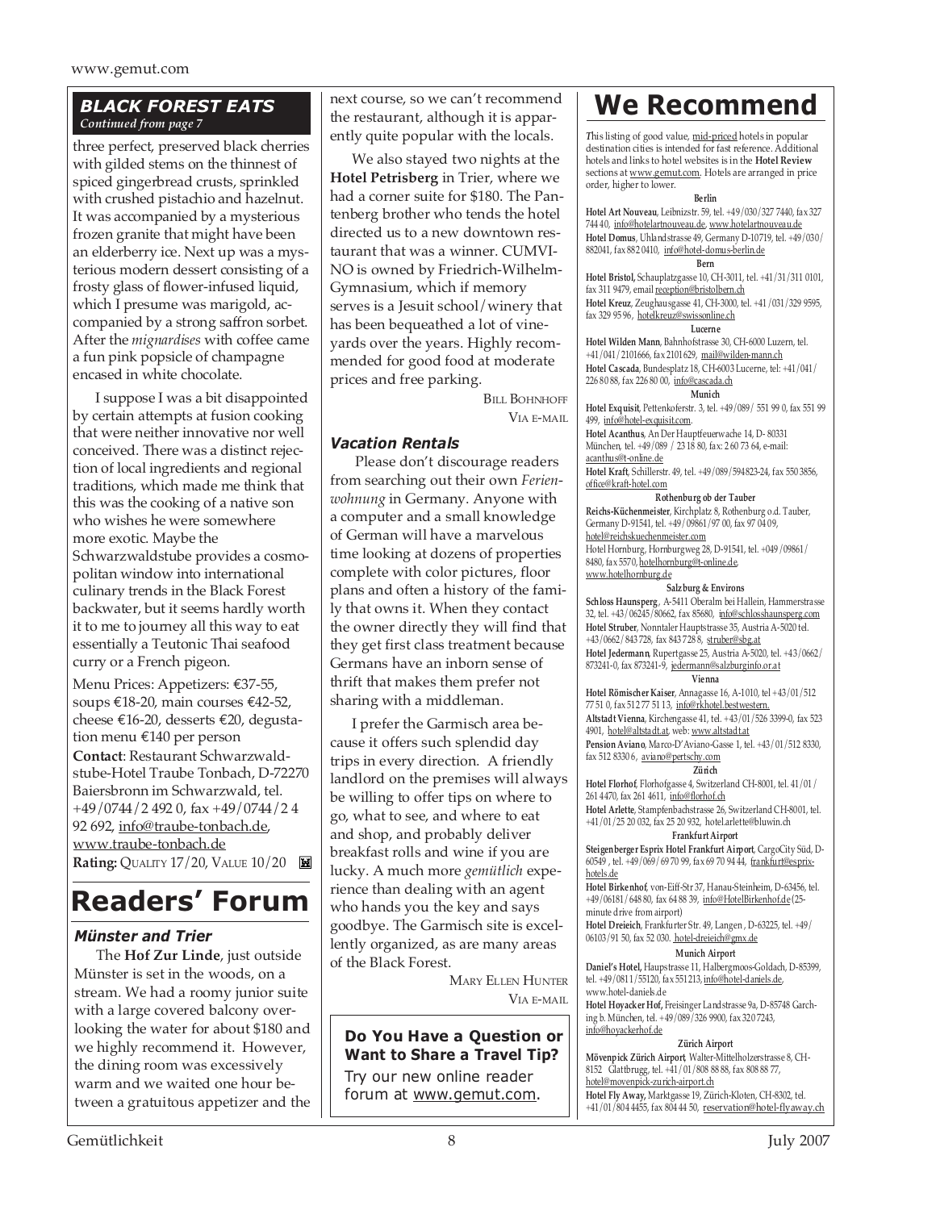## *BLACK FOREST EATS*

*Continued from page 7*

three perfect, preserved black cherries with gilded stems on the thinnest of spiced gingerbread crusts, sprinkled with crushed pistachio and hazelnut. It was accompanied by a mysterious frozen granite that might have been an elderberry ice. Next up was a mysterious modern dessert consisting of a frosty glass of flower-infused liquid, which I presume was marigold, accompanied by a strong saffron sorbet. After the *mignardises* with coffee came a fun pink popsicle of champagne encased in white chocolate.

I suppose I was a bit disappointed by certain attempts at fusion cooking that were neither innovative nor well conceived. There was a distinct rejection of local ingredients and regional traditions, which made me think that this was the cooking of a native son who wishes he were somewhere more exotic. Maybe the Schwarzwaldstube provides a cosmopolitan window into international culinary trends in the Black Forest backwater, but it seems hardly worth it to me to journey all this way to eat essentially a Teutonic Thai seafood curry or a French pigeon.

Menu Prices: Appetizers: €37-55, soups €18-20, main courses €42-52, cheese €16-20, desserts €20, degustation menu €140 per person

**Contact**: Restaurant Schwarzwaldstube-Hotel Traube Tonbach, D-72270 Baiersbronn im Schwarzwald, tel. +49/0744/2 492 0, fax +49/0744/2 4 92 692, info@traube-tonbach.de, www.traube-tonbach.de

**Rating:** QUALITY 17/20, VALUE 10/20

# Readers' Forum

### *Münster and Trier*

The **Hof Zur Linde**, just outside Münster is set in the woods, on a stream. We had a roomy junior suite with a large covered balcony overlooking the water for about $180 and we highly recommend it. However, the dining room was excessively warm and we waited one hour between a gratuitous appetizer and the next course, so we can't recommend the restaurant, although it is apparently quite popular with the locals.

We also stayed two nights at the **Hotel Petrisberg** in Trier, where we had a corner suite for $180. The Pantenberg brother who tends the hotel directed us to a new downtown restaurant that was a winner. CUMVINO is owned by Friedrich-Wilhelm-Gymnasium, which if memory serves is a Jesuit school/winery that has been bequeathed a lot of vineyards over the years. Highly recommended for good food at moderate prices and free parking.

BILL BOHNHOFF
VIA E-MAIL

### *Vacation Rentals*

Please don't discourage readers from searching out their own *Ferienwohnung* in Germany. Anyone with a computer and a small knowledge of German will have a marvelous time looking at dozens of properties complete with color pictures, floor plans and often a history of the family that owns it. When they contact the owner directly they will find that they get first class treatment because Germans have an inborn sense of thrift that makes them prefer not sharing with a middleman.

I prefer the Garmisch area because it offers such splendid day trips in every direction. A friendly landlord on the premises will always be willing to offer tips on where to go, what to see, and where to eat and shop, and probably deliver breakfast rolls and wine if you are lucky. A much more *gemütlich* experience than dealing with an agent who hands you the key and says goodbye. The Garmisch site is excellently organized, as are many areas of the Black Forest.

MARY ELLEN HUNTER
VIA E-MAIL

**Do You Have a Question or Want to Share a Travel Tip?**

Try our new online reader forum at www.gemut.com.

# We Recommend

This listing of good value, mid-priced hotels in popular destination cities is intended for fast reference. Additional hotels and links to hotel websites is in the **Hotel Review** sections at www.gemut.com. Hotels are arranged in price order, higher to lower.

**Berlin**

**Hotel Art Nouveau**, Leibnizstr. 59, tel. +49/030/327 7440, fax 327 744 40, info@hotelartnouveau.de, www.hotelartnouveau.de

**Hotel Domus**, Uhlandstrasse 49, Germany D-10719, tel. +49/030/882041, fax 882 0410, info@hotel-domus-berlin.de

**Bern**

**Hotel Bristol**, Schauplatzgasse 10, CH-3011, tel. +41/31/311 0101, fax 311 9479, email reception@bristolbern.ch

**Hotel Kreuz**, Zeughausgasse 41, CH-3000, tel. +41/031/329 9595, fax 329 95 96, hotelkreuz@swissonline.ch

**Lucerne**

**Hotel Wilden Mann**, Bahnhofstrasse 30, CH-6000 Luzern, tel. +41/041/2101666, fax 2101629, mail@wilden-mann.ch

**Hotel Cascada**, Bundesplatz 18, CH-6003 Lucerne, tel: +41/041/226 80 88, fax 226 80 00, info@cascada.ch

**Munich**

**Hotel Exquisit**, Pettenkoferstr. 3, tel. +49/089/ 551 99 0, fax 551 99 499, info@hotel-exquisit.com.

**Hotel Acanthus**, An Der Hauptfeuerwache 14, D- 80331 München, tel. +49/089 / 23 18 80, fax: 2 60 73 64, e-mail: acanthus@t-online.de

**Hotel Kraft**, Schillerstr. 49, tel. +49/089/594823-24, fax 550 3856, office@kraft-hotel.com

**Rothenburg ob der Tauber**

**Reichs-Küchenmeister**, Kirchplatz 8, Rothenburg o.d. Tauber, Germany D-91541, tel. +49/09861/97 00, fax 97 04 09, hotel@reichskuechenmeister.com

Hotel Hornburg, Hornburgweg 28, D-91541, tel. +049/09861/8480, fax 5570, hotelhornburg@t-online.de, www.hotelhornburg.de

**Salzburg & Environs**

**Schloss Haunsperg**, A-5411 Oberalm bei Hallein, Hammerstrasse 32, tel. +43/06245/80662, fax 85680, info@schlosshaunsperg.com

**Hotel Struber**, Nonntaler Hauptstrasse 35, Austria A-5020 tel. +43/0662/843728, fax 843 728 8, struber@sbg.at

**Hotel Jedermann**, Rupertgasse 25, Austria A-5020, tel. +43/0662/873241-0, fax 873241-9, jedermann@salzburginfo.or.at

**Vienna**

**Hotel Römischer Kaiser**, Annagasse 16, A-1010, tel +43/01/512 77 51 0, fax 512 77 51 13, info@rkhotel.bestwestern.

**Altstadt Vienna**, Kirchengasse 41, tel. +43/01/526 3399-0, fax 523 4901, hotel@altstadt.at, web: www.altstadt.at

**Pension Aviano**, Marco-D'Aviano-Gasse 1, tel. +43/01/512 8330, fax 512 8330 6, aviano@pertschy.com

**Zürich**

**Hotel Florhof**, Florhofgasse 4, Switzerland CH-8001, tel. 41/01/261 4470, fax 261 4611, info@florhof.ch

**Hotel Arlette**, Stampfenbachstrasse 26, Switzerland CH-8001, tel. +41/01/25 20 032, fax 25 20 932, hotel.arlette@bluwin.ch

**Frankfurt Airport**

**Steigenberger Esprix Hotel Frankfurt Airport**, CargoCity Süd, D-60549 , tel. +49/069/69 70 99, fax 69 70 94 44, frankfurt@esprix-hotels.de

**Hotel Birkenhof**, von-Eiff-Str 37, Hanau-Steinheim, D-63456, tel. +49/06181/648 80, fax 64 88 39, info@HotelBirkenhof.de (25-minute drive from airport)

**Hotel Dreieich**, Frankfurter Str. 49, Langen , D-63225, tel. +49/06103/91 50, fax 52 030. hotel-dreieich@gmx.de

**Munich Airport**

**Daniel's Hotel,** Haupstrasse 11, Halbergmoos-Goldach, D-85399, tel. +49/0811/55120, fax 551213, info@hotel-daniels.de, www.hotel-daniels.de

**Hotel Hoyacker Hof,** Freisinger Landstrasse 9a, D-85748 Garching b. München, tel. +49/089/326 9900, fax 320 7243, info@hoyackerhof.de

**Zürich Airport**

**Mövenpick Zürich Airport**, Walter-Mittelholzerstrasse 8, CH-8152 Glattbrugg, tel. +41/01/808 88 88, fax 808 88 77, hotel@movenpick-zurich-airport.ch

**Hotel Fly Away,** Marktgasse 19, Zürich-Kloten, CH-8302, tel. +41/01/804 4455, fax 804 44 50, reservation@hotel-flyaway.ch